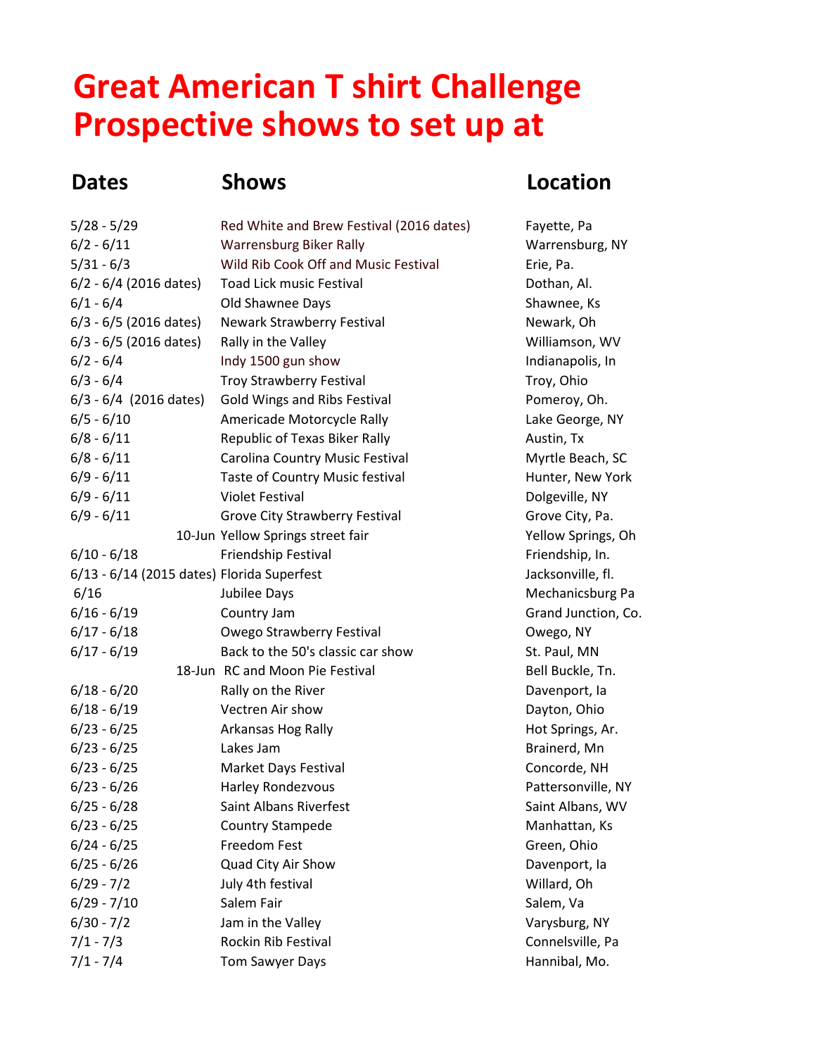# Great American T shirt Challenge
# Prospective shows to set up at

| Dates | Shows | Location |
|---|---|---|
| 5/28 - 5/29 | Red White and Brew Festival (2016 dates) | Fayette, Pa |
| 6/2 - 6/11 | Warrensburg Biker Rally | Warrensburg, NY |
| 5/31 - 6/3 | Wild Rib Cook Off and Music Festival | Erie, Pa. |
| 6/2 - 6/4 (2016 dates) | Toad Lick music Festival | Dothan, Al. |
| 6/1 - 6/4 | Old Shawnee Days | Shawnee, Ks |
| 6/3 - 6/5 (2016 dates) | Newark Strawberry Festival | Newark, Oh |
| 6/3 - 6/5 (2016 dates) | Rally in the Valley | Williamson, WV |
| 6/2 - 6/4 | Indy 1500 gun show | Indianapolis, In |
| 6/3 - 6/4 | Troy Strawberry Festival | Troy, Ohio |
| 6/3 - 6/4 (2016 dates) | Gold Wings and Ribs Festival | Pomeroy, Oh. |
| 6/5 - 6/10 | Americade Motorcycle Rally | Lake George, NY |
| 6/8 - 6/11 | Republic of Texas Biker Rally | Austin, Tx |
| 6/8 - 6/11 | Carolina Country Music Festival | Myrtle Beach, SC |
| 6/9 - 6/11 | Taste of Country Music festival | Hunter, New York |
| 6/9 - 6/11 | Violet Festival | Dolgeville, NY |
| 6/9 - 6/11 | Grove City Strawberry Festival | Grove City, Pa. |
| 10-Jun | Yellow Springs street fair | Yellow Springs, Oh |
| 6/10 - 6/18 | Friendship Festival | Friendship, In. |
| 6/13 - 6/14 (2015 dates) | Florida Superfest | Jacksonville, fl. |
| 6/16 | Jubilee Days | Mechanicsburg Pa |
| 6/16 - 6/19 | Country Jam | Grand Junction, Co. |
| 6/17 - 6/18 | Owego Strawberry Festival | Owego, NY |
| 6/17 - 6/19 | Back to the 50's classic car show | St. Paul, MN |
| 18-Jun | RC and Moon Pie Festival | Bell Buckle, Tn. |
| 6/18 - 6/20 | Rally on the River | Davenport, Ia |
| 6/18 - 6/19 | Vectren Air show | Dayton, Ohio |
| 6/23 - 6/25 | Arkansas Hog Rally | Hot Springs, Ar. |
| 6/23 - 6/25 | Lakes Jam | Brainerd, Mn |
| 6/23 - 6/25 | Market Days Festival | Concorde, NH |
| 6/23 - 6/26 | Harley Rondezvous | Pattersonville, NY |
| 6/25 - 6/28 | Saint Albans Riverfest | Saint Albans, WV |
| 6/23 - 6/25 | Country Stampede | Manhattan, Ks |
| 6/24 - 6/25 | Freedom Fest | Green, Ohio |
| 6/25 - 6/26 | Quad City Air Show | Davenport, Ia |
| 6/29 - 7/2 | July 4th festival | Willard, Oh |
| 6/29 - 7/10 | Salem Fair | Salem, Va |
| 6/30 - 7/2 | Jam in the Valley | Varysburg, NY |
| 7/1 - 7/3 | Rockin Rib Festival | Connelsville, Pa |
| 7/1 - 7/4 | Tom Sawyer Days | Hannibal, Mo. |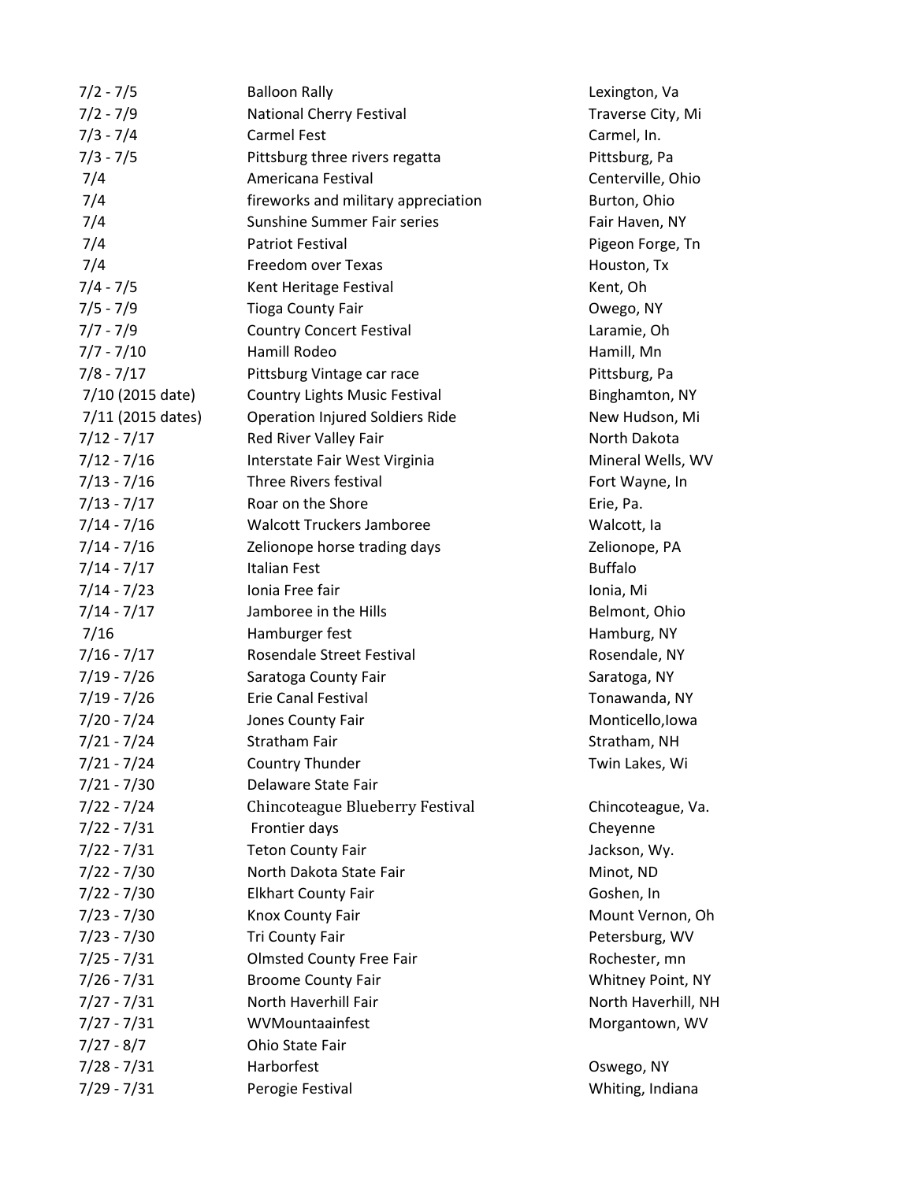| | | |
|---|---|---|
| 7/2 - 7/5 | Balloon Rally | Lexington, Va |
| 7/2 - 7/9 | National Cherry Festival | Traverse City, Mi |
| 7/3 - 7/4 | Carmel Fest | Carmel, In. |
| 7/3 - 7/5 | Pittsburg three rivers regatta | Pittsburg, Pa |
| 7/4 | Americana Festival | Centerville, Ohio |
| 7/4 | fireworks and military appreciation | Burton, Ohio |
| 7/4 | Sunshine Summer Fair series | Fair Haven, NY |
| 7/4 | Patriot Festival | Pigeon Forge, Tn |
| 7/4 | Freedom over Texas | Houston, Tx |
| 7/4 - 7/5 | Kent Heritage Festival | Kent, Oh |
| 7/5 - 7/9 | Tioga County Fair | Owego, NY |
| 7/7 - 7/9 | Country Concert Festival | Laramie, Oh |
| 7/7 - 7/10 | Hamill Rodeo | Hamill, Mn |
| 7/8 - 7/17 | Pittsburg Vintage car race | Pittsburg, Pa |
| 7/10 (2015 date) | Country Lights Music Festival | Binghamton, NY |
| 7/11 (2015 dates) | Operation Injured Soldiers Ride | New Hudson, Mi |
| 7/12 - 7/17 | Red River Valley Fair | North Dakota |
| 7/12 - 7/16 | Interstate Fair West Virginia | Mineral Wells, WV |
| 7/13 - 7/16 | Three Rivers festival | Fort Wayne, In |
| 7/13 - 7/17 | Roar on the Shore | Erie, Pa. |
| 7/14 - 7/16 | Walcott Truckers Jamboree | Walcott, Ia |
| 7/14 - 7/16 | Zelionope horse trading days | Zelionope, PA |
| 7/14 - 7/17 | Italian Fest | Buffalo |
| 7/14 - 7/23 | Ionia Free fair | Ionia, Mi |
| 7/14 - 7/17 | Jamboree in the Hills | Belmont, Ohio |
| 7/16 | Hamburger fest | Hamburg, NY |
| 7/16 - 7/17 | Rosendale Street Festival | Rosendale, NY |
| 7/19 - 7/26 | Saratoga County Fair | Saratoga, NY |
| 7/19 - 7/26 | Erie Canal Festival | Tonawanda, NY |
| 7/20 - 7/24 | Jones County Fair | Monticello,Iowa |
| 7/21 - 7/24 | Stratham Fair | Stratham, NH |
| 7/21 - 7/24 | Country Thunder | Twin Lakes, Wi |
| 7/21 - 7/30 | Delaware State Fair | |
| 7/22 - 7/24 | Chincoteague Blueberry Festival | Chincoteague, Va. |
| 7/22 - 7/31 | Frontier days | Cheyenne |
| 7/22 - 7/31 | Teton County Fair | Jackson, Wy. |
| 7/22 - 7/30 | North Dakota State Fair | Minot, ND |
| 7/22 - 7/30 | Elkhart County Fair | Goshen, In |
| 7/23 - 7/30 | Knox County Fair | Mount Vernon, Oh |
| 7/23 - 7/30 | Tri County Fair | Petersburg, WV |
| 7/25 - 7/31 | Olmsted County Free Fair | Rochester, mn |
| 7/26 - 7/31 | Broome County Fair | Whitney Point, NY |
| 7/27 - 7/31 | North Haverhill Fair | North Haverhill, NH |
| 7/27 - 7/31 | WVMountaainfest | Morgantown, WV |
| 7/27 - 8/7 | Ohio State Fair | |
| 7/28 - 7/31 | Harborfest | Oswego, NY |
| 7/29 - 7/31 | Perogie Festival | Whiting, Indiana |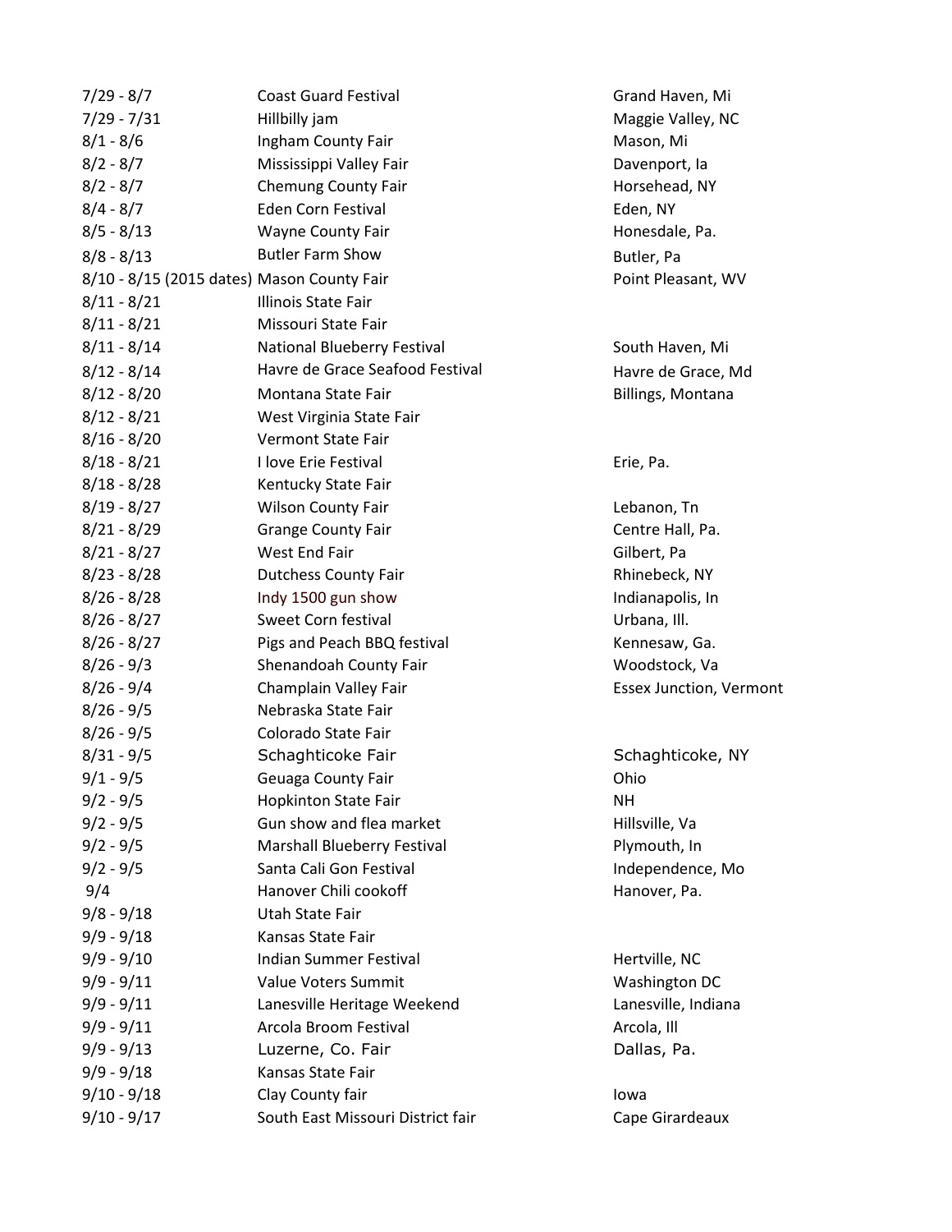| | | |
|---|---|---|
| 7/29 - 8/7 | Coast Guard Festival | Grand Haven, Mi |
| 7/29 - 7/31 | Hillbilly jam | Maggie Valley, NC |
| 8/1 - 8/6 | Ingham County Fair | Mason, Mi |
| 8/2 - 8/7 | Mississippi Valley Fair | Davenport, Ia |
| 8/2 - 8/7 | Chemung County Fair | Horsehead, NY |
| 8/4 - 8/7 | Eden Corn Festival | Eden, NY |
| 8/5 - 8/13 | Wayne County Fair | Honesdale, Pa. |
| 8/8 - 8/13 | Butler Farm Show | Butler, Pa |
| 8/10 - 8/15 (2015 dates) | Mason County Fair | Point Pleasant, WV |
| 8/11 - 8/21 | Illinois State Fair | |
| 8/11 - 8/21 | Missouri State Fair | |
| 8/11 - 8/14 | National Blueberry Festival | South Haven, Mi |
| 8/12 - 8/14 | Havre de Grace Seafood Festival | Havre de Grace, Md |
| 8/12 - 8/20 | Montana State Fair | Billings, Montana |
| 8/12 - 8/21 | West Virginia State Fair | |
| 8/16 - 8/20 | Vermont State Fair | |
| 8/18 - 8/21 | I love Erie Festival | Erie, Pa. |
| 8/18 - 8/28 | Kentucky State Fair | |
| 8/19 - 8/27 | Wilson County Fair | Lebanon, Tn |
| 8/21 - 8/29 | Grange County Fair | Centre Hall, Pa. |
| 8/21 - 8/27 | West End Fair | Gilbert, Pa |
| 8/23 - 8/28 | Dutchess County Fair | Rhinebeck, NY |
| 8/26 - 8/28 | Indy 1500 gun show | Indianapolis, In |
| 8/26 - 8/27 | Sweet Corn festival | Urbana, Ill. |
| 8/26 - 8/27 | Pigs and Peach BBQ festival | Kennesaw, Ga. |
| 8/26 - 9/3 | Shenandoah County Fair | Woodstock, Va |
| 8/26 - 9/4 | Champlain Valley Fair | Essex Junction, Vermont |
| 8/26 - 9/5 | Nebraska State Fair | |
| 8/26 - 9/5 | Colorado State Fair | |
| 8/31 - 9/5 | Schaghticoke Fair | Schaghticoke, NY |
| 9/1 - 9/5 | Geuaga County Fair | Ohio |
| 9/2 - 9/5 | Hopkinton State Fair | NH |
| 9/2 - 9/5 | Gun show and flea market | Hillsville, Va |
| 9/2 - 9/5 | Marshall Blueberry Festival | Plymouth, In |
| 9/2 - 9/5 | Santa Cali Gon Festival | Independence, Mo |
| 9/4 | Hanover Chili cookoff | Hanover, Pa. |
| 9/8 - 9/18 | Utah State Fair | |
| 9/9 - 9/18 | Kansas State Fair | |
| 9/9 - 9/10 | Indian Summer Festival | Hertville, NC |
| 9/9 - 9/11 | Value Voters Summit | Washington DC |
| 9/9 - 9/11 | Lanesville Heritage Weekend | Lanesville, Indiana |
| 9/9 - 9/11 | Arcola Broom Festival | Arcola, Ill |
| 9/9 - 9/13 | Luzerne, Co. Fair | Dallas, Pa. |
| 9/9 - 9/18 | Kansas State Fair | |
| 9/10 - 9/18 | Clay County fair | Iowa |
| 9/10 - 9/17 | South East Missouri District fair | Cape Girardeaux |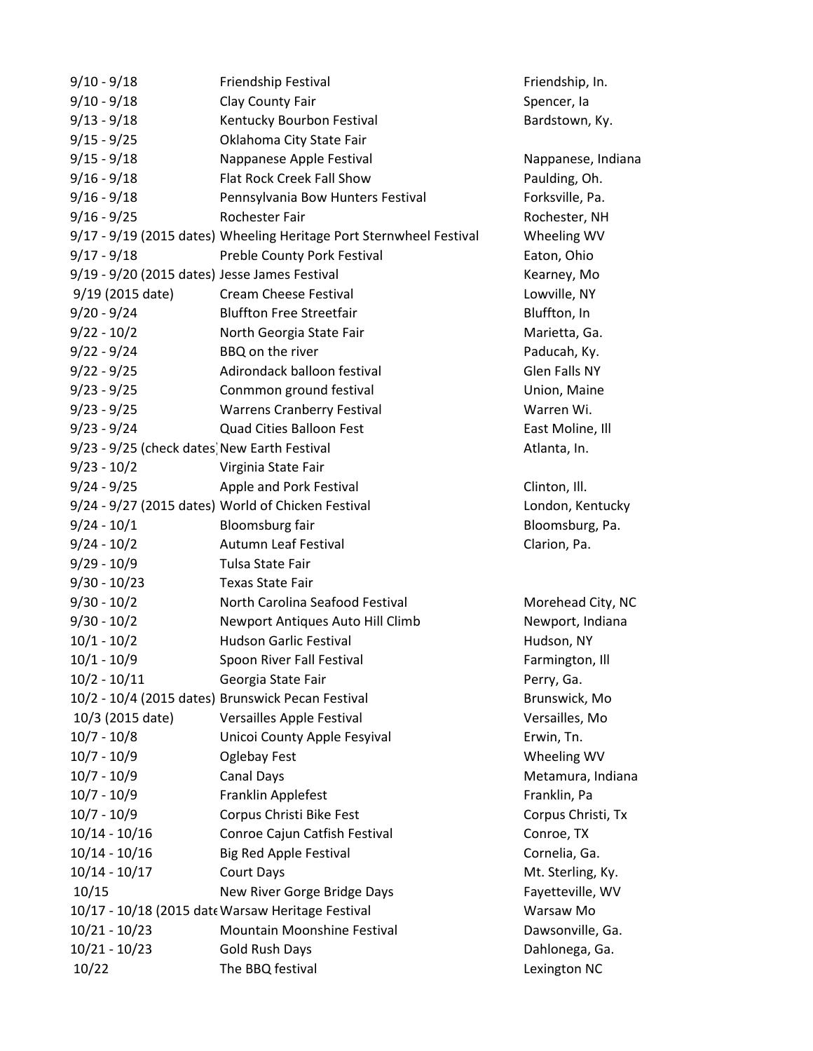| | | |
|---|---|---|
| 9/10 - 9/18 | Friendship Festival | Friendship, In. |
| 9/10 - 9/18 | Clay County Fair | Spencer, Ia |
| 9/13 - 9/18 | Kentucky Bourbon Festival | Bardstown, Ky. |
| 9/15 - 9/25 | Oklahoma City State Fair | |
| 9/15 - 9/18 | Nappanese Apple Festival | Nappanese, Indiana |
| 9/16 - 9/18 | Flat Rock Creek Fall Show | Paulding, Oh. |
| 9/16 - 9/18 | Pennsylvania Bow Hunters Festival | Forksville, Pa. |
| 9/16 - 9/25 | Rochester Fair | Rochester, NH |
| 9/17 - 9/19 (2015 dates) | Wheeling Heritage Port Sternwheel Festival | Wheeling WV |
| 9/17 - 9/18 | Preble County Pork Festival | Eaton, Ohio |
| 9/19 - 9/20 (2015 dates) | Jesse James Festival | Kearney, Mo |
| 9/19 (2015 date) | Cream Cheese Festival | Lowville, NY |
| 9/20 - 9/24 | Bluffton Free Streetfair | Bluffton, In |
| 9/22 - 10/2 | North Georgia State Fair | Marietta, Ga. |
| 9/22 - 9/24 | BBQ on the river | Paducah, Ky. |
| 9/22 - 9/25 | Adirondack balloon festival | Glen Falls NY |
| 9/23 - 9/25 | Conmmon ground festival | Union, Maine |
| 9/23 - 9/25 | Warrens Cranberry Festival | Warren Wi. |
| 9/23 - 9/24 | Quad Cities Balloon Fest | East Moline, Ill |
| 9/23 - 9/25 (check dates) | New Earth Festival | Atlanta, In. |
| 9/23 - 10/2 | Virginia State Fair | |
| 9/24 - 9/25 | Apple and Pork Festival | Clinton, Ill. |
| 9/24 - 9/27 (2015 dates) | World of Chicken Festival | London, Kentucky |
| 9/24 - 10/1 | Bloomsburg fair | Bloomsburg, Pa. |
| 9/24 - 10/2 | Autumn Leaf Festival | Clarion, Pa. |
| 9/29 - 10/9 | Tulsa State Fair | |
| 9/30 - 10/23 | Texas State Fair | |
| 9/30 - 10/2 | North Carolina Seafood Festival | Morehead City, NC |
| 9/30 - 10/2 | Newport Antiques Auto Hill Climb | Newport, Indiana |
| 10/1 - 10/2 | Hudson Garlic Festival | Hudson, NY |
| 10/1 - 10/9 | Spoon River Fall Festival | Farmington, Ill |
| 10/2 - 10/11 | Georgia State Fair | Perry, Ga. |
| 10/2 - 10/4 (2015 dates) | Brunswick Pecan Festival | Brunswick, Mo |
| 10/3 (2015 date) | Versailles Apple Festival | Versailles, Mo |
| 10/7 - 10/8 | Unicoi County Apple Fesyival | Erwin, Tn. |
| 10/7 - 10/9 | Oglebay Fest | Wheeling WV |
| 10/7 - 10/9 | Canal Days | Metamura, Indiana |
| 10/7 - 10/9 | Franklin Applefest | Franklin, Pa |
| 10/7 - 10/9 | Corpus Christi Bike Fest | Corpus Christi, Tx |
| 10/14 - 10/16 | Conroe Cajun Catfish Festival | Conroe, TX |
| 10/14 - 10/16 | Big Red Apple Festival | Cornelia, Ga. |
| 10/14 - 10/17 | Court Days | Mt. Sterling, Ky. |
| 10/15 | New River Gorge Bridge Days | Fayetteville, WV |
| 10/17 - 10/18 (2015 date | Warsaw Heritage Festival | Warsaw Mo |
| 10/21 - 10/23 | Mountain Moonshine Festival | Dawsonville, Ga. |
| 10/21 - 10/23 | Gold Rush Days | Dahlonega, Ga. |
| 10/22 | The BBQ festival | Lexington NC |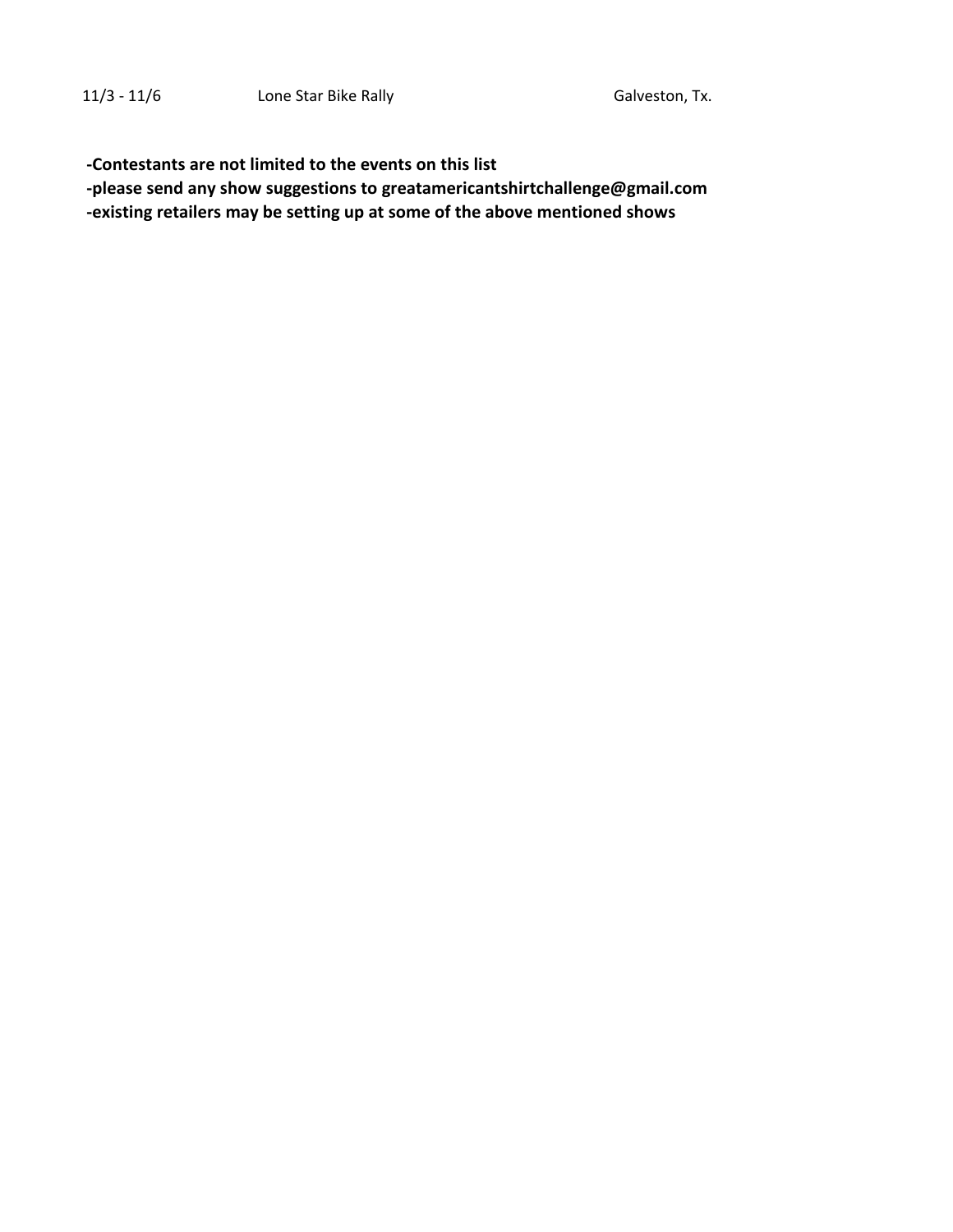| 11/3 - 11/6 | Lone Star Bike Rally | Galveston, Tx. |
|---|---|---|

**-Contestants are not limited to the events on this list**
**-please send any show suggestions to greatamericantshirtchallenge@gmail.com**
**-existing retailers may be setting up at some of the above mentioned shows**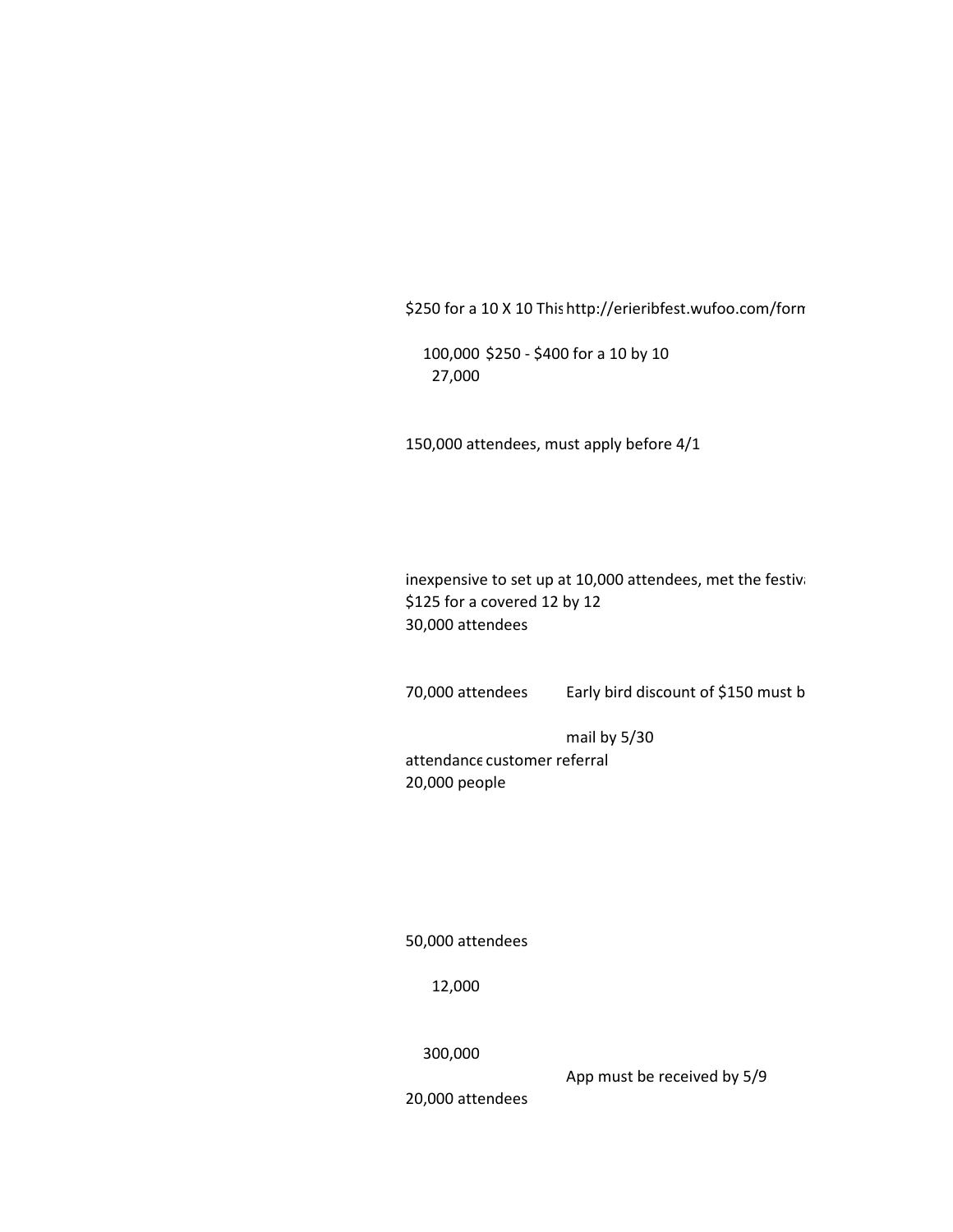$250 for a 10 X 10 This http://erieribfest.wufoo.com/form

100,000 $250 - $400 for a 10 by 10

27,000

150,000 attendees, must apply before 4/1

inexpensive to set up at 10,000 attendees, met the festiv

$125 for a covered 12 by 12

30,000 attendees

70,000 attendees Early bird discount of $150 must b

mail by 5/30

attendance customer referral

20,000 people

50,000 attendees

12,000

300,000

App must be received by 5/9

20,000 attendees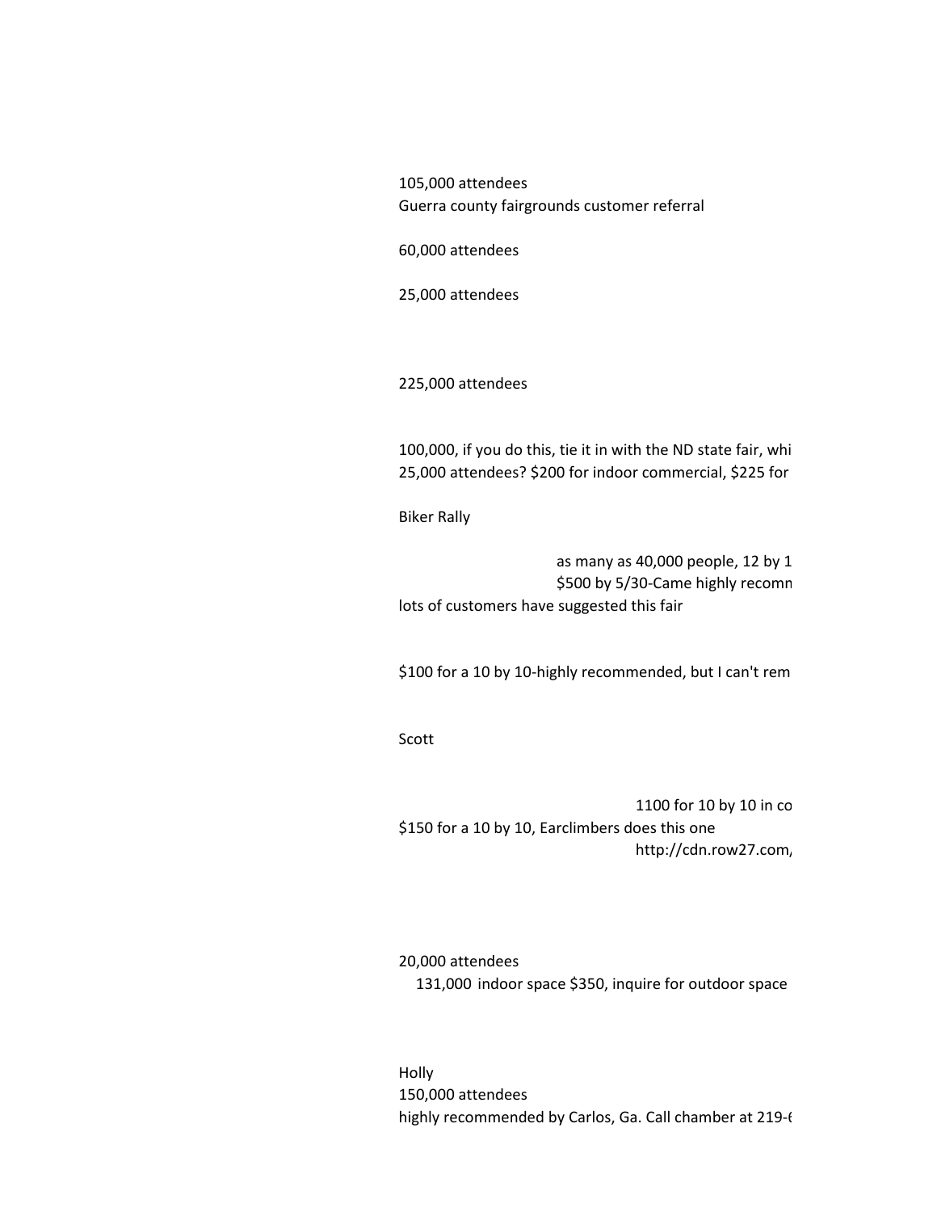105,000 attendees
Guerra county fairgrounds customer referral

60,000 attendees

25,000 attendees

225,000 attendees

100,000, if you do this, tie it in with the ND state fair, whi
25,000 attendees? $200 for indoor commercial, $225 for

Biker Rally

as many as 40,000 people, 12 by 1
$500 by 5/30-Came highly recomm
lots of customers have suggested this fair

$100 for a 10 by 10-highly recommended, but I can't rem

Scott

1100 for 10 by 10 in co
$150 for a 10 by 10, Earclimbers does this one
http://cdn.row27.com/

20,000 attendees
131,000 indoor space $350, inquire for outdoor space

Holly
150,000 attendees
highly recommended by Carlos, Ga. Call chamber at 219-6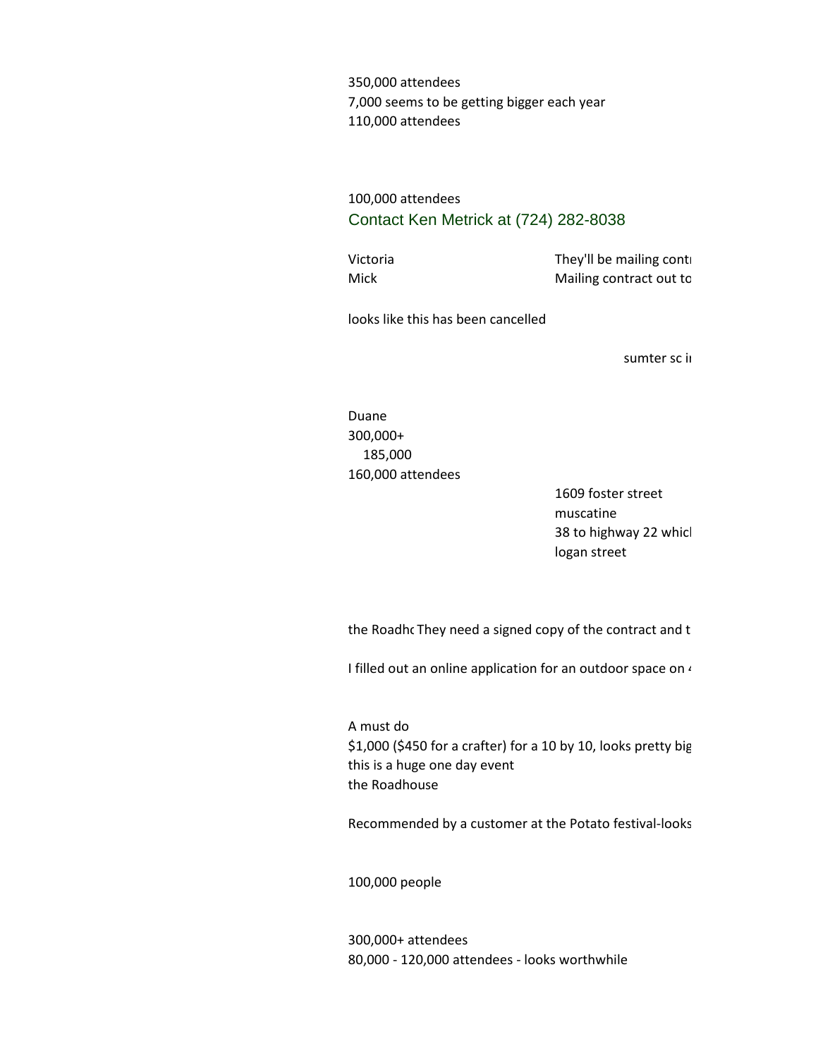350,000 attendees
7,000 seems to be getting bigger each year
110,000 attendees

100,000 attendees
Contact Ken Metrick at (724) 282-8038

| | |
|---|---|
| Victoria | They'll be mailing contr |
| Mick | Mailing contract out to |

looks like this has been cancelled

sumter sc ir

Duane
300,000+
185,000
160,000 attendees

1609 foster street
muscatine
38 to highway 22 whicl
logan street

the Roadho They need a signed copy of the contract and t

I filled out an online application for an outdoor space on 4

A must do
$1,000 ($450 for a crafter) for a 10 by 10, looks pretty big
this is a huge one day event
the Roadhouse

Recommended by a customer at the Potato festival-looks

100,000 people

300,000+ attendees
80,000 - 120,000 attendees - looks worthwhile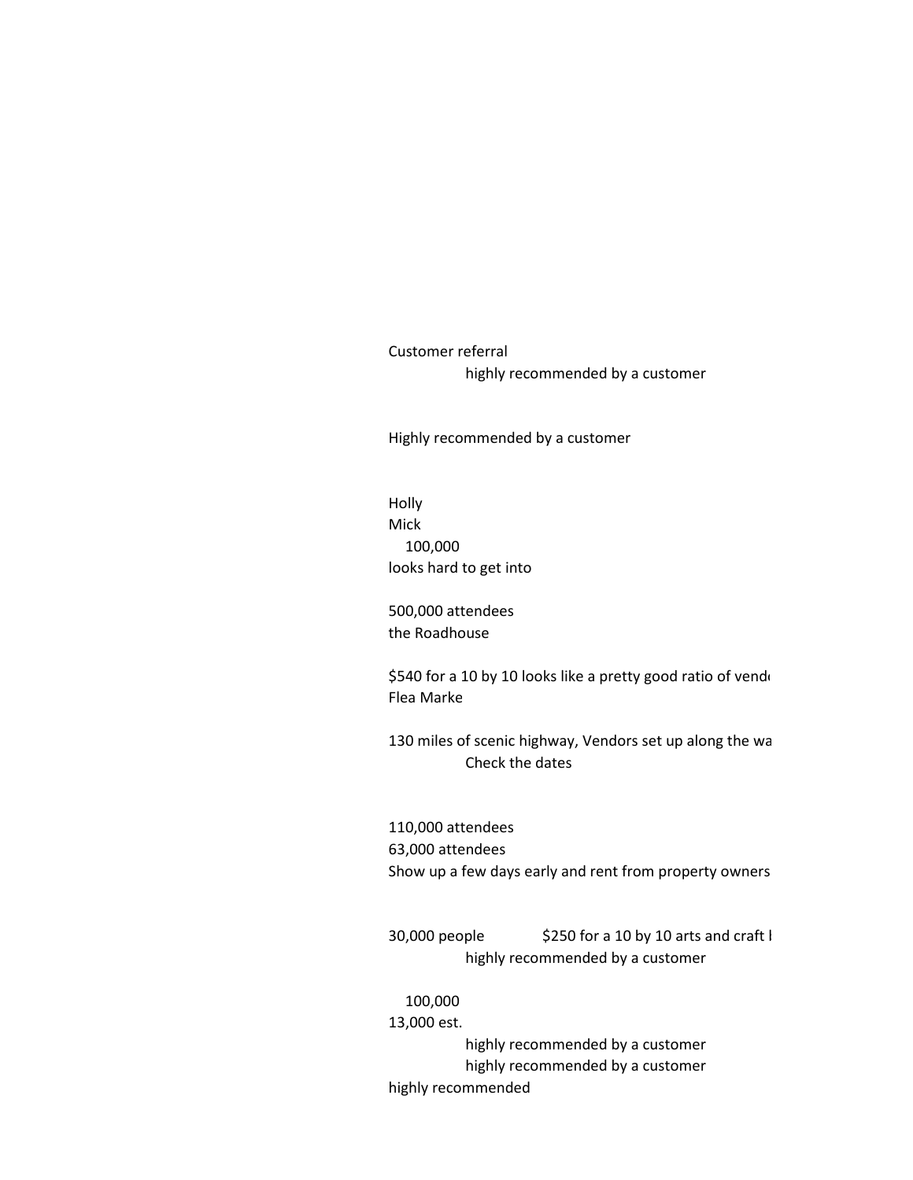Customer referral
highly recommended by a customer

Highly recommended by a customer

Holly
Mick
100,000
looks hard to get into

500,000 attendees
the Roadhouse

$540 for a 10 by 10 looks like a pretty good ratio of vend
Flea Marke

130 miles of scenic highway, Vendors set up along the wa
Check the dates

110,000 attendees
63,000 attendees
Show up a few days early and rent from property owners

30,000 people $250 for a 10 by 10 arts and craft l
highly recommended by a customer

100,000
13,000 est.
highly recommended by a customer
highly recommended by a customer
highly recommended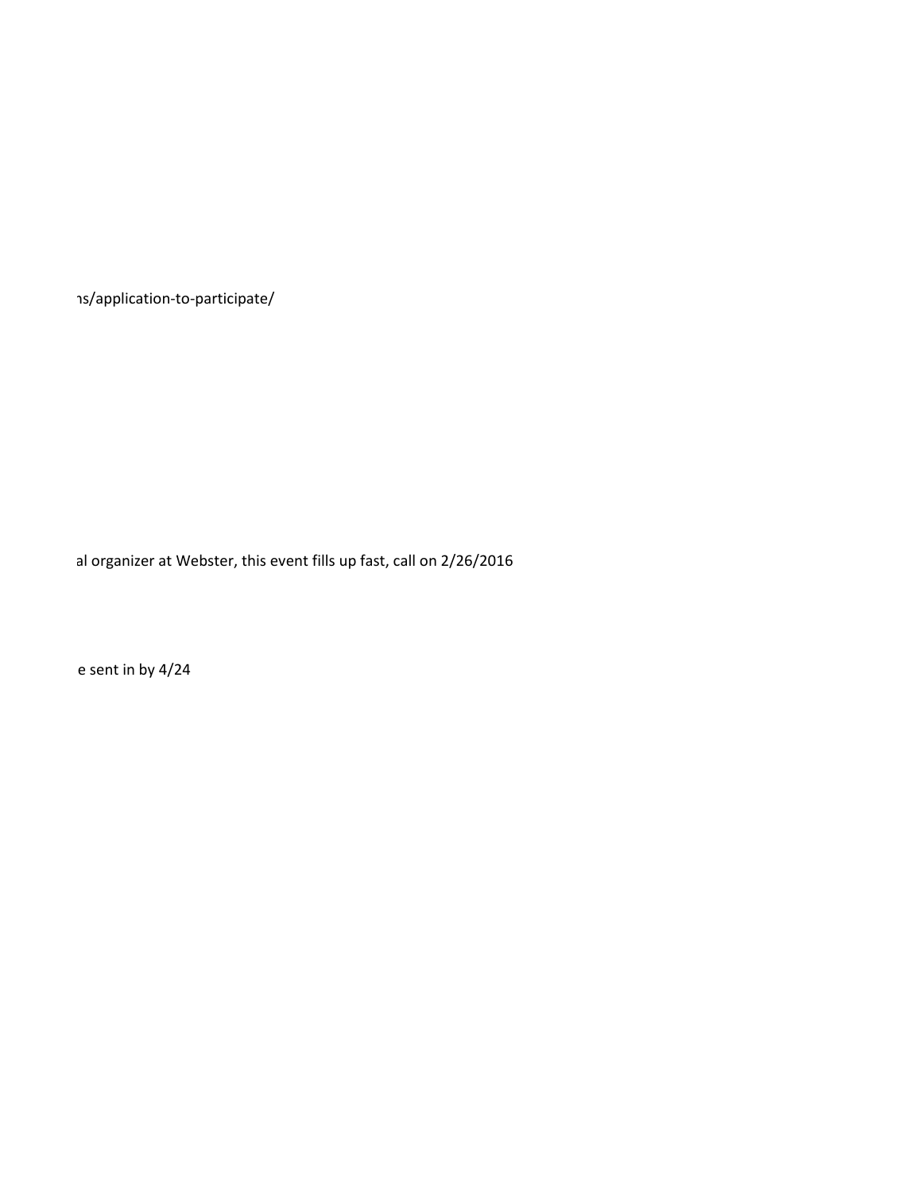ıs/application-to-participate/

al organizer at Webster, this event fills up fast, call on 2/26/2016

e sent in by 4/24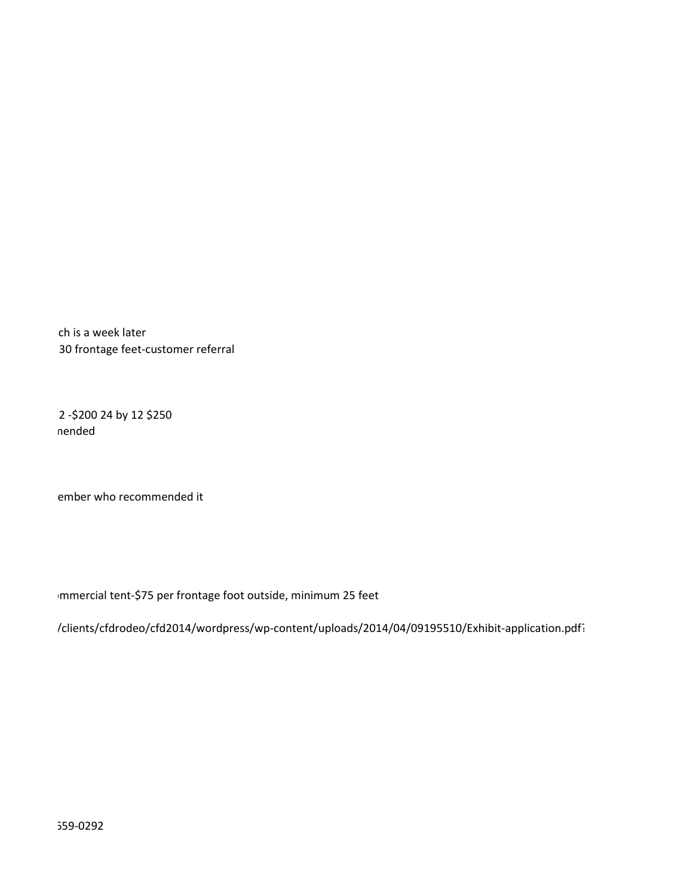ch is a week later
30 frontage feet-customer referral

2 -$200 24 by 12 $250
nended

ember who recommended it

mmercial tent-$75 per frontage foot outside, minimum 25 feet

/clients/cfdrodeo/cfd2014/wordpress/wp-content/uploads/2014/04/09195510/Exhibit-application.pdf

559-0292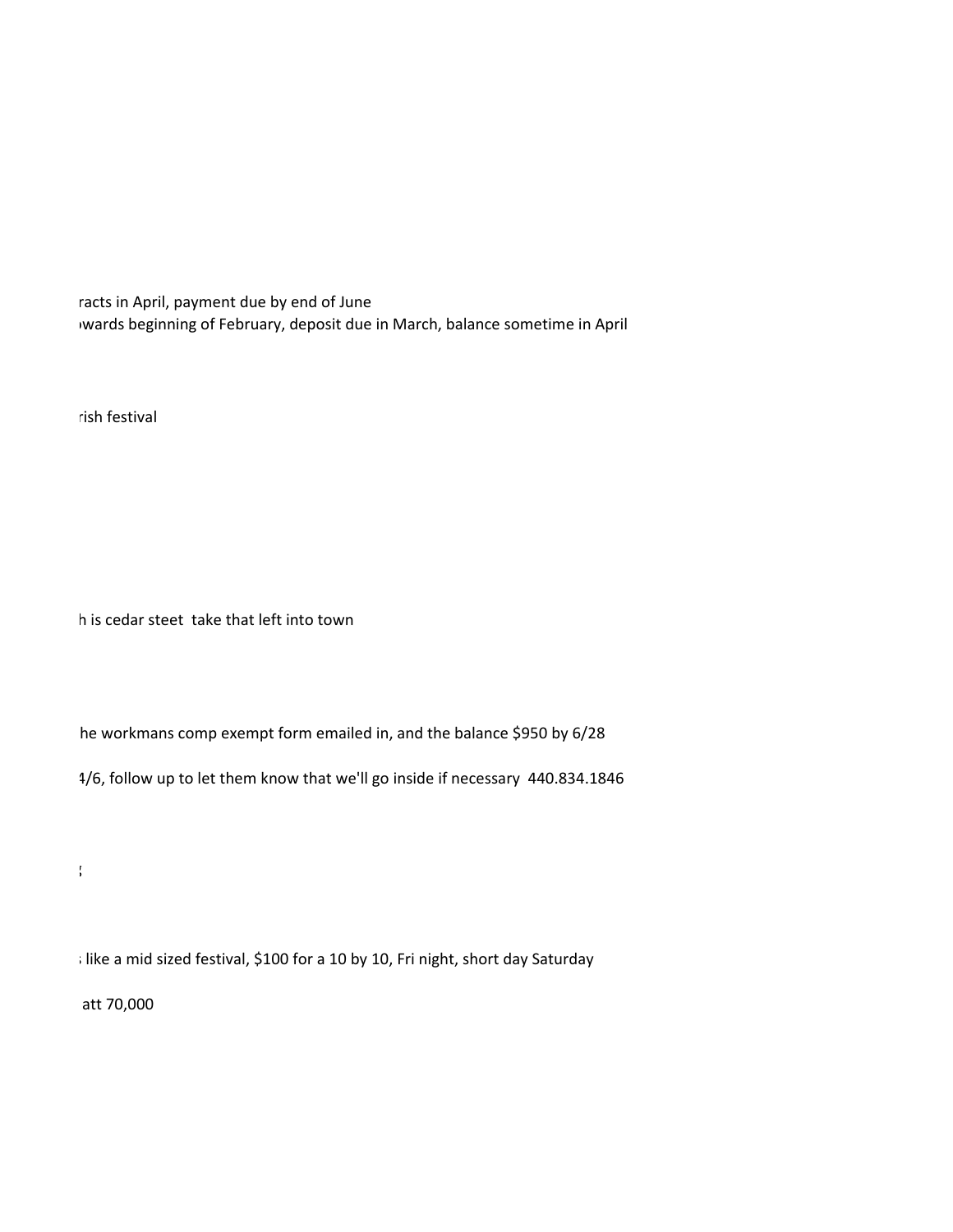racts in April, payment due by end of June
ıwards beginning of February, deposit due in March, balance sometime in April

rish festival

h is cedar steet take that left into town

he workmans comp exempt form emailed in, and the balance $950 by 6/28

4/6, follow up to let them know that we'll go inside if necessary 440.834.1846

;

; like a mid sized festival, $100 for a 10 by 10, Fri night, short day Saturday

att 70,000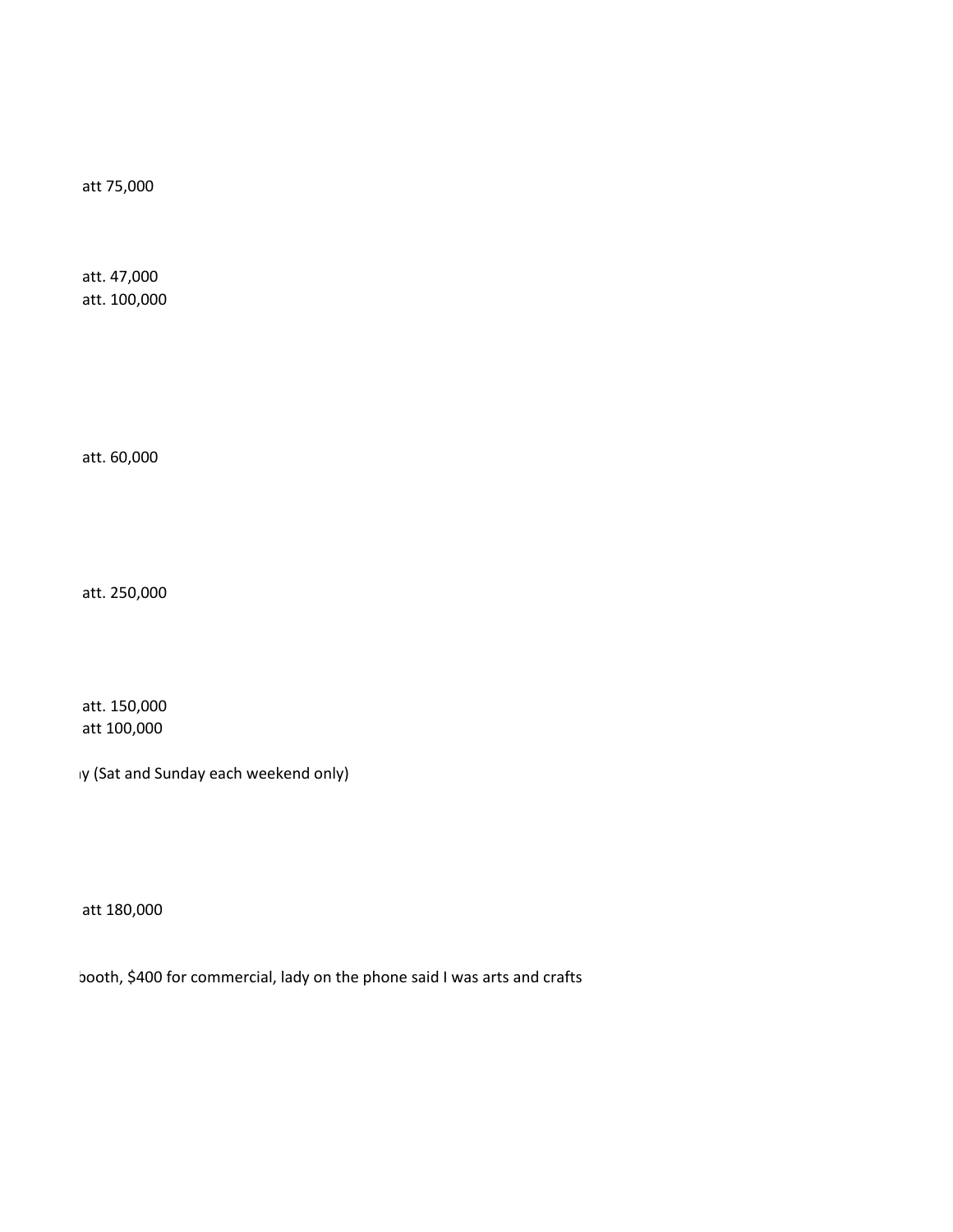att 75,000

att. 47,000
att. 100,000

att. 60,000

att. 250,000

att. 150,000
att 100,000

ıy (Sat and Sunday each weekend only)

att 180,000

ɔooth, $400 for commercial, lady on the phone said I was arts and crafts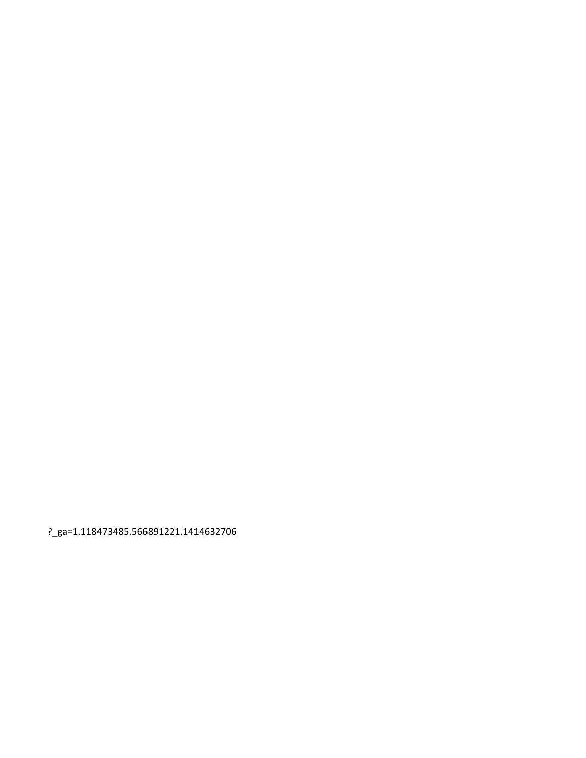?_ga=1.118473485.566891221.1414632706